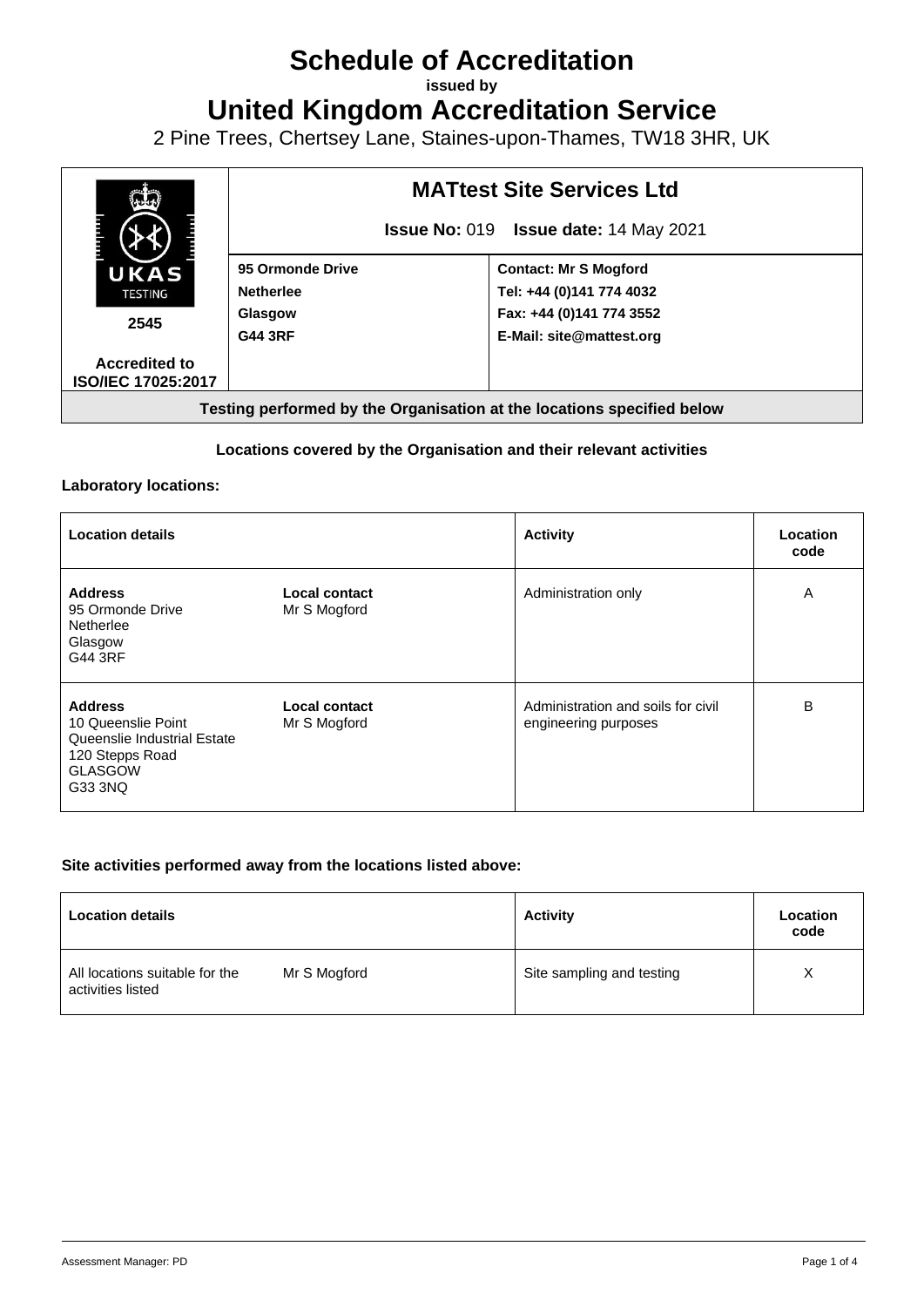# Schedule of Accreditation

**issued by**

# United Kingdom Accreditation Service

2 Pine Trees, Chertsey Lane, Staines-upon-Thames, TW18 3HR, UK

| | | |
|---|---|---|
| UKAS TESTING 2545 | **MATtest Site Services Ltd** | |
| | **Issue No:** 019 **Issue date:** 14 May 2021 | |
| **Accredited to ISO/IEC 17025:2017** | **95 Ormonde Drive**<br>**Netherlee**<br>**Glasgow**<br>**G44 3RF** | **Contact: Mr S Mogford**<br>**Tel: +44 (0)141 774 4032**<br>**Fax: +44 (0)141 774 3552**<br>**E-Mail: site@mattest.org** |

**Testing performed by the Organisation at the locations specified below**

**Locations covered by the Organisation and their relevant activities**

**Laboratory locations:**

| **Location details** | | **Activity** | **Location code** |
|---|---|---|---|
| **Address**<br>95 Ormonde Drive<br>Netherlee<br>Glasgow<br>G44 3RF | **Local contact**<br>Mr S Mogford | Administration only | A |
| **Address**<br>10 Queenslie Point<br>Queenslie Industrial Estate<br>120 Stepps Road<br>GLASGOW<br>G33 3NQ | **Local contact**<br>Mr S Mogford | Administration and soils for civil engineering purposes | B |

**Site activities performed away from the locations listed above:**

| **Location details** | | **Activity** | **Location code** |
|---|---|---|---|
| All locations suitable for the activities listed | Mr S Mogford | Site sampling and testing | X |

Assessment Manager: PD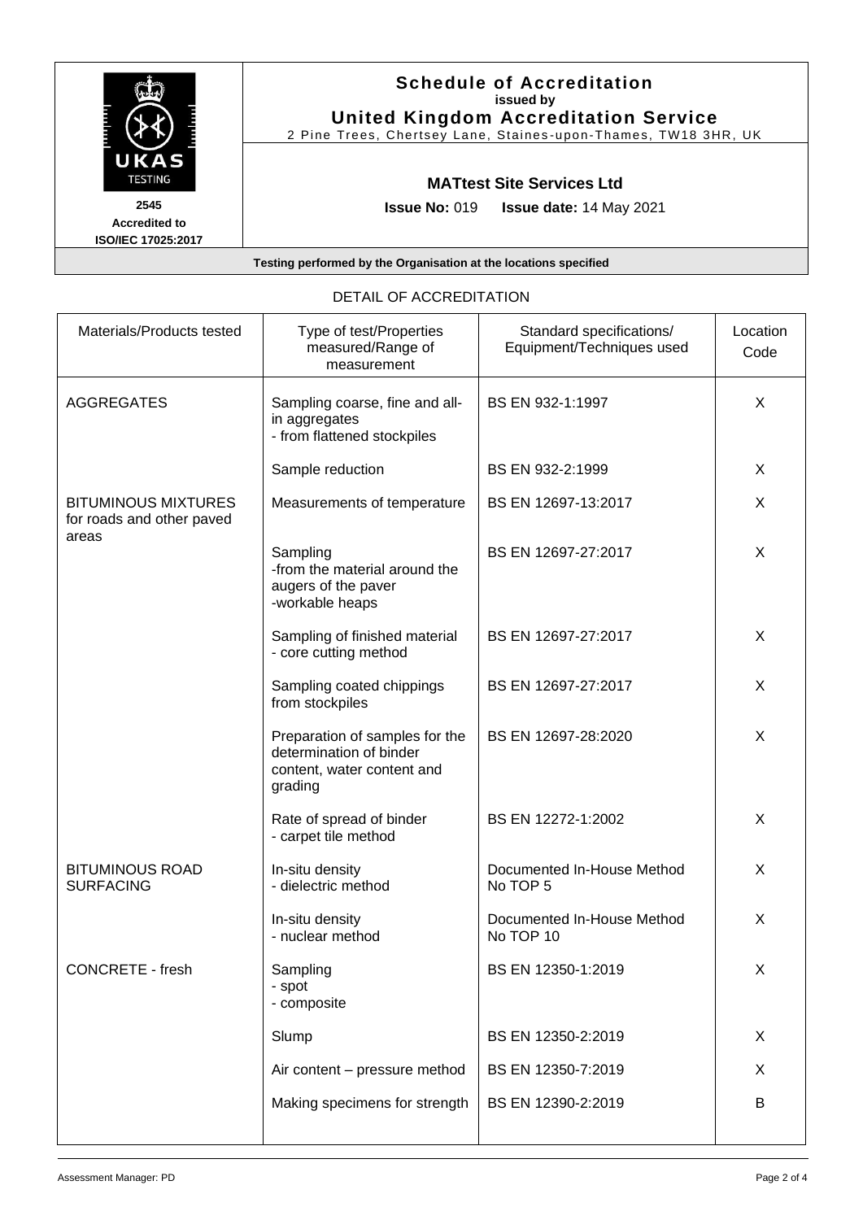**Schedule of Accreditation**
**issued by**
**United Kingdom Accreditation Service**
2 Pine Trees, Chertsey Lane, Staines-upon-Thames, TW18 3HR, UK

UKAS TESTING
**2545**
**Accredited to ISO/IEC 17025:2017**

**MATtest Site Services Ltd**

**Issue No:** 019 **Issue date:** 14 May 2021

**Testing performed by the Organisation at the locations specified**

DETAIL OF ACCREDITATION

| Materials/Products tested | Type of test/Properties measured/Range of measurement | Standard specifications/ Equipment/Techniques used | Location Code |
|---|---|---|---|
| AGGREGATES | Sampling coarse, fine and all-in aggregates<br>- from flattened stockpiles | BS EN 932-1:1997 | X |
| | Sample reduction | BS EN 932-2:1999 | X |
| BITUMINOUS MIXTURES for roads and other paved areas | Measurements of temperature | BS EN 12697-13:2017 | X |
| | Sampling<br>-from the material around the augers of the paver<br>-workable heaps | BS EN 12697-27:2017 | X |
| | Sampling of finished material<br>- core cutting method | BS EN 12697-27:2017 | X |
| | Sampling coated chippings from stockpiles | BS EN 12697-27:2017 | X |
| | Preparation of samples for the determination of binder content, water content and grading | BS EN 12697-28:2020 | X |
| | Rate of spread of binder<br>- carpet tile method | BS EN 12272-1:2002 | X |
| BITUMINOUS ROAD SURFACING | In-situ density<br>- dielectric method | Documented In-House Method No TOP 5 | X |
| | In-situ density<br>- nuclear method | Documented In-House Method No TOP 10 | X |
| CONCRETE - fresh | Sampling<br>- spot<br>- composite | BS EN 12350-1:2019 | X |
| | Slump | BS EN 12350-2:2019 | X |
| | Air content – pressure method | BS EN 12350-7:2019 | X |
| | Making specimens for strength | BS EN 12390-2:2019 | B |

Assessment Manager: PD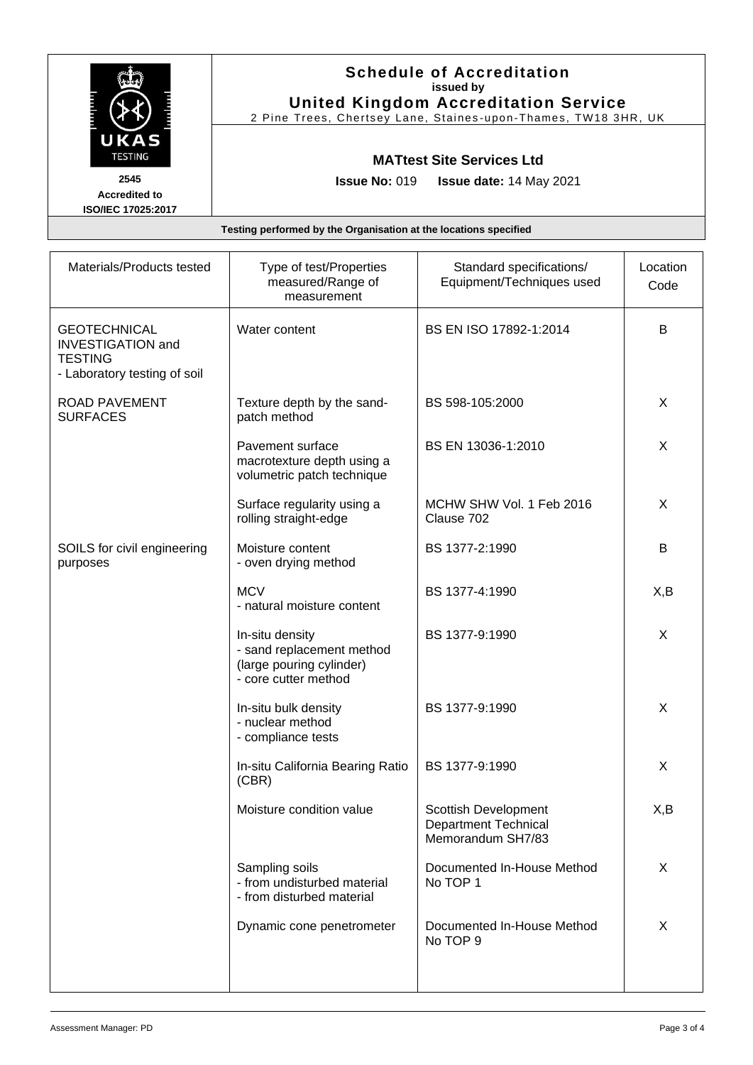**Schedule of Accreditation**
**issued by**
**United Kingdom Accreditation Service**
2 Pine Trees, Chertsey Lane, Staines-upon-Thames, TW18 3HR, UK

UKAS TESTING
**2545**
**Accredited to ISO/IEC 17025:2017**

**MATtest Site Services Ltd**

**Issue No:** 019 **Issue date:** 14 May 2021

**Testing performed by the Organisation at the locations specified**

| Materials/Products tested | Type of test/Properties measured/Range of measurement | Standard specifications/ Equipment/Techniques used | Location Code |
|---|---|---|---|
| GEOTECHNICAL INVESTIGATION and TESTING<br>- Laboratory testing of soil | Water content | BS EN ISO 17892-1:2014 | B |
| ROAD PAVEMENT SURFACES | Texture depth by the sand-patch method | BS 598-105:2000 | X |
| | Pavement surface macrotexture depth using a volumetric patch technique | BS EN 13036-1:2010 | X |
| | Surface regularity using a rolling straight-edge | MCHW SHW Vol. 1 Feb 2016 Clause 702 | X |
| SOILS for civil engineering purposes | Moisture content<br>- oven drying method | BS 1377-2:1990 | B |
| | MCV<br>- natural moisture content | BS 1377-4:1990 | X,B |
| | In-situ density<br>- sand replacement method (large pouring cylinder)<br>- core cutter method | BS 1377-9:1990 | X |
| | In-situ bulk density<br>- nuclear method<br>- compliance tests | BS 1377-9:1990 | X |
| | In-situ California Bearing Ratio (CBR) | BS 1377-9:1990 | X |
| | Moisture condition value | Scottish Development Department Technical Memorandum SH7/83 | X,B |
| | Sampling soils<br>- from undisturbed material<br>- from disturbed material | Documented In-House Method No TOP 1 | X |
| | Dynamic cone penetrometer | Documented In-House Method No TOP 9 | X |

Assessment Manager: PD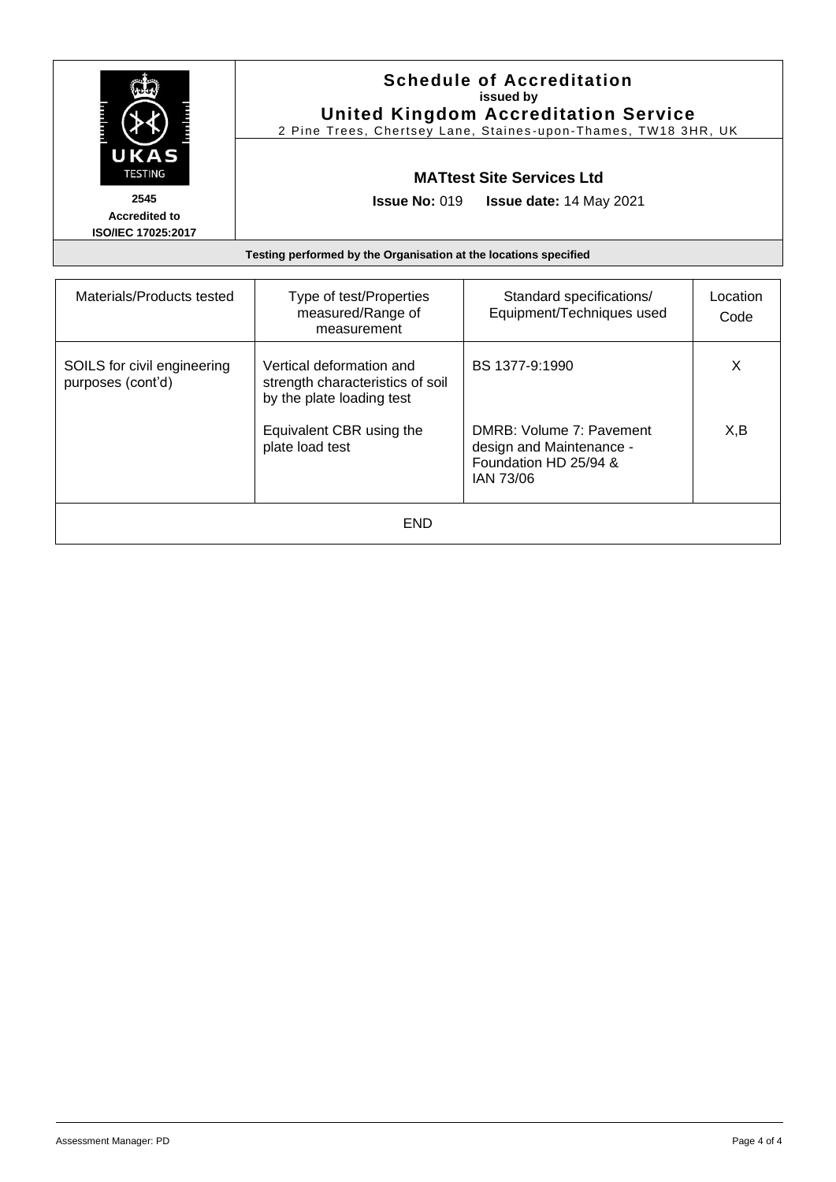UKAS TESTING

2545

**Accredited to ISO/IEC 17025:2017**

# Schedule of Accreditation

**issued by**

**United Kingdom Accreditation Service**

2 Pine Trees, Chertsey Lane, Staines-upon-Thames, TW18 3HR, UK

## MATtest Site Services Ltd

**Issue No:** 019 **Issue date:** 14 May 2021

**Testing performed by the Organisation at the locations specified**

| Materials/Products tested | Type of test/Properties measured/Range of measurement | Standard specifications/ Equipment/Techniques used | Location Code |
|---|---|---|---|
| SOILS for civil engineering purposes (cont'd) | Vertical deformation and strength characteristics of soil by the plate loading test | BS 1377-9:1990 | X |
| | Equivalent CBR using the plate load test | DMRB: Volume 7: Pavement design and Maintenance - Foundation HD 25/94 & IAN 73/06 | X,B |

END

Assessment Manager: PD